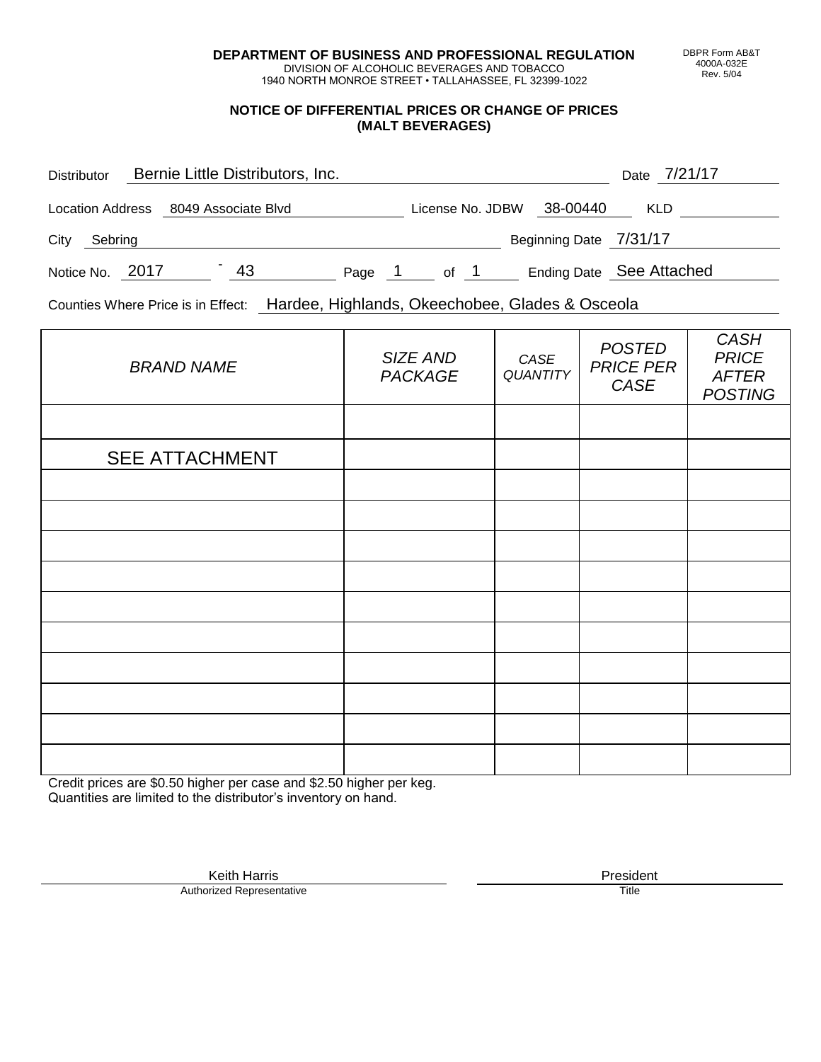**DEPARTMENT OF BUSINESS AND PROFESSIONAL REGULATION**
DIVISION OF ALCOHOLIC BEVERAGES AND TOBACCO
1940 NORTH MONROE STREET • TALLAHASSEE, FL 32399-1022

DBPR Form AB&T 4000A-032E Rev. 5/04

## NOTICE OF DIFFERENTIAL PRICES OR CHANGE OF PRICES (MALT BEVERAGES)

Distributor: Bernie Little Distributors, Inc. Date: 7/21/17

Location Address: 8049 Associate Blvd License No. JDBW 38-00440 KLD

City: Sebring Beginning Date: 7/31/17

Notice No. 2017 - 43 Page 1 of 1 Ending Date: See Attached

Counties Where Price is in Effect: Hardee, Highlands, Okeechobee, Glades & Osceola

| *BRAND NAME* | *SIZE AND PACKAGE* | *CASE QUANTITY* | *POSTED PRICE PER CASE* | *CASH PRICE AFTER POSTING* |
|---|---|---|---|---|
| | | | | |
| SEE ATTACHMENT | | | | |
| | | | | |
| | | | | |
| | | | | |
| | | | | |
| | | | | |
| | | | | |
| | | | | |
| | | | | |
| | | | | |
| | | | | |

Credit prices are $0.50 higher per case and $2.50 higher per keg.
Quantities are limited to the distributor's inventory on hand.

Keith Harris
Authorized Representative

President
Title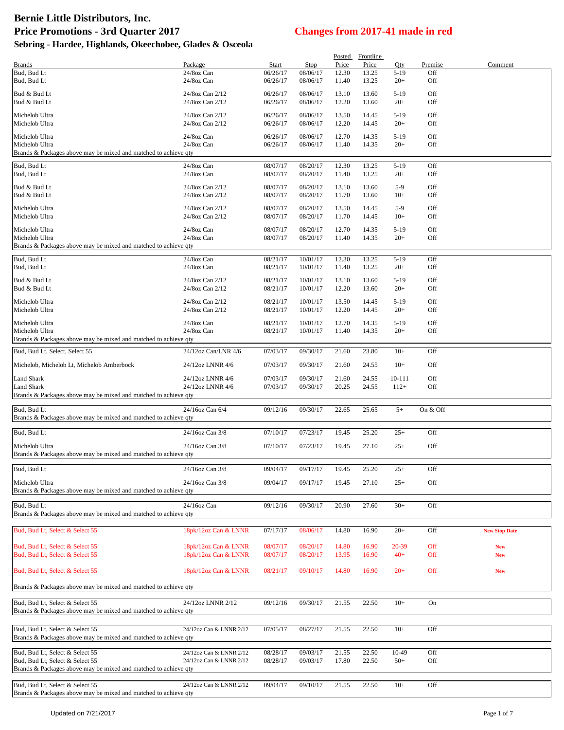# Bernie Little Distributors, Inc.

## Price Promotions - 3rd Quarter 2017

## Changes from 2017-41 made in red

### Sebring - Hardee, Highlands, Okeechobee, Glades & Osceola

| Brands | Package | Start | Stop | Posted Price | Frontline Price | Qty | Premise | Comment |
|---|---|---|---|---|---|---|---|---|
| Bud, Bud Lt | 24/8oz Can | 06/26/17 | 08/06/17 | 12.30 | 13.25 | 5-19 | Off | |
| Bud, Bud Lt | 24/8oz Can | 06/26/17 | 08/06/17 | 11.40 | 13.25 | 20+ | Off | |
| Bud & Bud Lt | 24/8oz Can 2/12 | 06/26/17 | 08/06/17 | 13.10 | 13.60 | 5-19 | Off | |
| Bud & Bud Lt | 24/8oz Can 2/12 | 06/26/17 | 08/06/17 | 12.20 | 13.60 | 20+ | Off | |
| Michelob Ultra | 24/8oz Can 2/12 | 06/26/17 | 08/06/17 | 13.50 | 14.45 | 5-19 | Off | |
| Michelob Ultra | 24/8oz Can 2/12 | 06/26/17 | 08/06/17 | 12.20 | 14.45 | 20+ | Off | |
| Michelob Ultra | 24/8oz Can | 06/26/17 | 08/06/17 | 12.70 | 14.35 | 5-19 | Off | |
| Michelob Ultra | 24/8oz Can | 06/26/17 | 08/06/17 | 11.40 | 14.35 | 20+ | Off | |
| Brands & Packages above may be mixed and matched to achieve qty | | | | | | | | |
| Bud, Bud Lt | 24/8oz Can | 08/07/17 | 08/20/17 | 12.30 | 13.25 | 5-19 | Off | |
| Bud, Bud Lt | 24/8oz Can | 08/07/17 | 08/20/17 | 11.40 | 13.25 | 20+ | Off | |
| Bud & Bud Lt | 24/8oz Can 2/12 | 08/07/17 | 08/20/17 | 13.10 | 13.60 | 5-9 | Off | |
| Bud & Bud Lt | 24/8oz Can 2/12 | 08/07/17 | 08/20/17 | 11.70 | 13.60 | 10+ | Off | |
| Michelob Ultra | 24/8oz Can 2/12 | 08/07/17 | 08/20/17 | 13.50 | 14.45 | 5-9 | Off | |
| Michelob Ultra | 24/8oz Can 2/12 | 08/07/17 | 08/20/17 | 11.70 | 14.45 | 10+ | Off | |
| Michelob Ultra | 24/8oz Can | 08/07/17 | 08/20/17 | 12.70 | 14.35 | 5-19 | Off | |
| Michelob Ultra | 24/8oz Can | 08/07/17 | 08/20/17 | 11.40 | 14.35 | 20+ | Off | |
| Brands & Packages above may be mixed and matched to achieve qty | | | | | | | | |
| Bud, Bud Lt | 24/8oz Can | 08/21/17 | 10/01/17 | 12.30 | 13.25 | 5-19 | Off | |
| Bud, Bud Lt | 24/8oz Can | 08/21/17 | 10/01/17 | 11.40 | 13.25 | 20+ | Off | |
| Bud & Bud Lt | 24/8oz Can 2/12 | 08/21/17 | 10/01/17 | 13.10 | 13.60 | 5-19 | Off | |
| Bud & Bud Lt | 24/8oz Can 2/12 | 08/21/17 | 10/01/17 | 12.20 | 13.60 | 20+ | Off | |
| Michelob Ultra | 24/8oz Can 2/12 | 08/21/17 | 10/01/17 | 13.50 | 14.45 | 5-19 | Off | |
| Michelob Ultra | 24/8oz Can 2/12 | 08/21/17 | 10/01/17 | 12.20 | 14.45 | 20+ | Off | |
| Michelob Ultra | 24/8oz Can | 08/21/17 | 10/01/17 | 12.70 | 14.35 | 5-19 | Off | |
| Michelob Ultra | 24/8oz Can | 08/21/17 | 10/01/17 | 11.40 | 14.35 | 20+ | Off | |
| Brands & Packages above may be mixed and matched to achieve qty | | | | | | | | |
| Bud, Bud Lt, Select, Select 55 | 24/12oz Can/LNR 4/6 | 07/03/17 | 09/30/17 | 21.60 | 23.80 | 10+ | Off | |
| Michelob, Michelob Lt, Michelob Amberbock | 24/12oz LNNR 4/6 | 07/03/17 | 09/30/17 | 21.60 | 24.55 | 10+ | Off | |
| Land Shark | 24/12oz LNNR 4/6 | 07/03/17 | 09/30/17 | 21.60 | 24.55 | 10-111 | Off | |
| Land Shark | 24/12oz LNNR 4/6 | 07/03/17 | 09/30/17 | 20.25 | 24.55 | 112+ | Off | |
| Brands & Packages above may be mixed and matched to achieve qty | | | | | | | | |
| Bud, Bud Lt | 24/16oz Can 6/4 | 09/12/16 | 09/30/17 | 22.65 | 25.65 | 5+ | On & Off | |
| Brands & Packages above may be mixed and matched to achieve qty | | | | | | | | |
| Bud, Bud Lt | 24/16oz Can 3/8 | 07/10/17 | 07/23/17 | 19.45 | 25.20 | 25+ | Off | |
| Michelob Ultra | 24/16oz Can 3/8 | 07/10/17 | 07/23/17 | 19.45 | 27.10 | 25+ | Off | |
| Brands & Packages above may be mixed and matched to achieve qty | | | | | | | | |
| Bud, Bud Lt | 24/16oz Can 3/8 | 09/04/17 | 09/17/17 | 19.45 | 25.20 | 25+ | Off | |
| Michelob Ultra | 24/16oz Can 3/8 | 09/04/17 | 09/17/17 | 19.45 | 27.10 | 25+ | Off | |
| Brands & Packages above may be mixed and matched to achieve qty | | | | | | | | |
| Bud, Bud Lt | 24/16oz Can | 09/12/16 | 09/30/17 | 20.90 | 27.60 | 30+ | Off | |
| Brands & Packages above may be mixed and matched to achieve qty | | | | | | | | |
| Bud, Bud Lt, Select & Select 55 | 18pk/12oz Can & LNNR | 07/17/17 | 08/06/17 | 14.80 | 16.90 | 20+ | Off | New Stop Date |
| Bud, Bud Lt, Select & Select 55 | 18pk/12oz Can & LNNR | 08/07/17 | 08/20/17 | 14.80 | 16.90 | 20-39 | Off | New |
| Bud, Bud Lt, Select & Select 55 | 18pk/12oz Can & LNNR | 08/07/17 | 08/20/17 | 13.95 | 16.90 | 40+ | Off | New |
| Bud, Bud Lt, Select & Select 55 | 18pk/12oz Can & LNNR | 08/21/17 | 09/10/17 | 14.80 | 16.90 | 20+ | Off | New |
| Brands & Packages above may be mixed and matched to achieve qty | | | | | | | | |
| Bud, Bud Lt, Select & Select 55 | 24/12oz LNNR 2/12 | 09/12/16 | 09/30/17 | 21.55 | 22.50 | 10+ | On | |
| Brands & Packages above may be mixed and matched to achieve qty | | | | | | | | |
| Bud, Bud Lt, Select & Select 55 | 24/12oz Can & LNNR 2/12 | 07/05/17 | 08/27/17 | 21.55 | 22.50 | 10+ | Off | |
| Brands & Packages above may be mixed and matched to achieve qty | | | | | | | | |
| Bud, Bud Lt, Select & Select 55 | 24/12oz Can & LNNR 2/12 | 08/28/17 | 09/03/17 | 21.55 | 22.50 | 10-49 | Off | |
| Bud, Bud Lt, Select & Select 55 | 24/12oz Can & LNNR 2/12 | 08/28/17 | 09/03/17 | 17.80 | 22.50 | 50+ | Off | |
| Brands & Packages above may be mixed and matched to achieve qty | | | | | | | | |
| Bud, Bud Lt, Select & Select 55 | 24/12oz Can & LNNR 2/12 | 09/04/17 | 09/10/17 | 21.55 | 22.50 | 10+ | Off | |
| Brands & Packages above may be mixed and matched to achieve qty | | | | | | | | |

Updated on 7/21/2017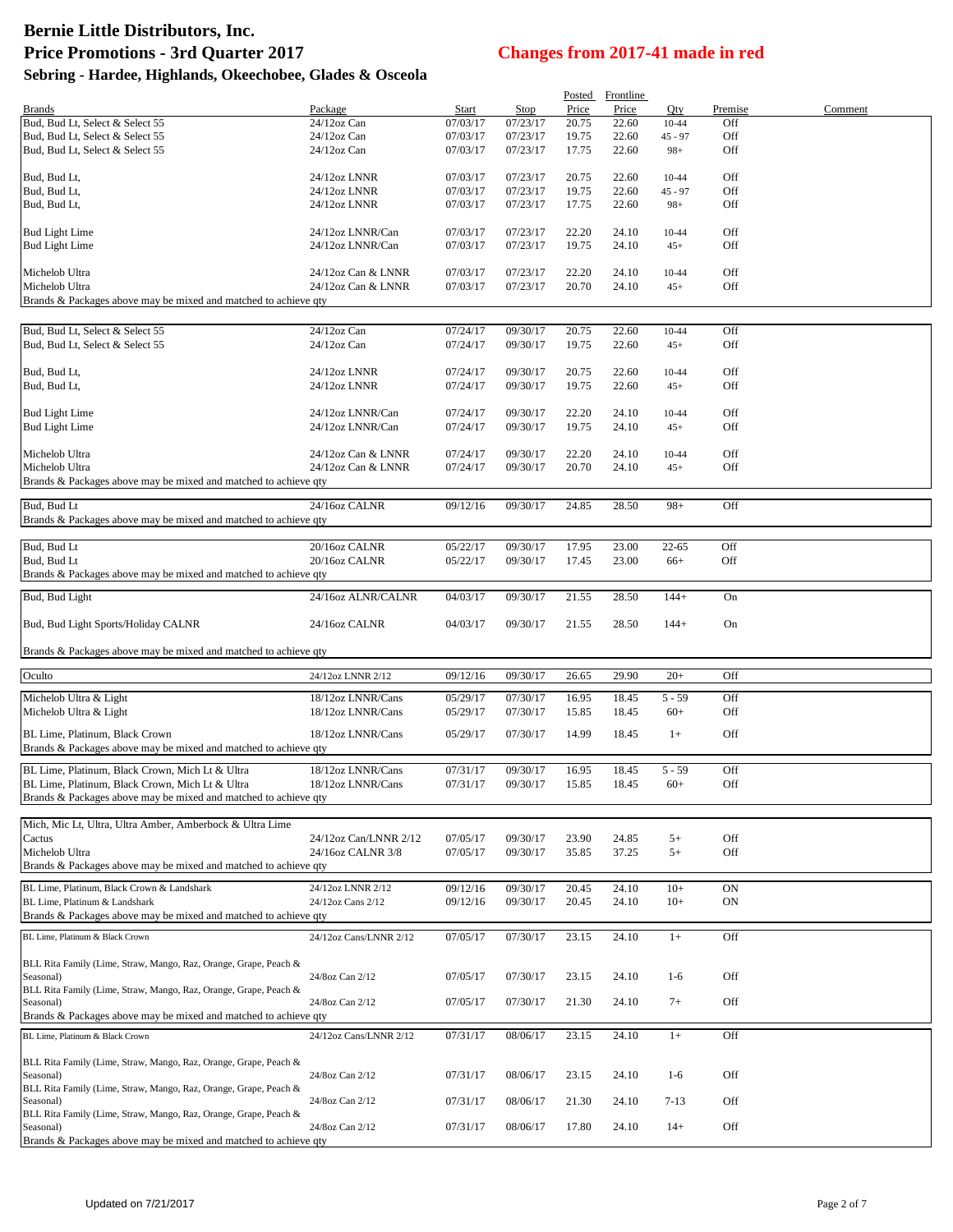# Bernie Little Distributors, Inc.

## Price Promotions - 3rd Quarter 2017

## Changes from 2017-41 made in red

### Sebring - Hardee, Highlands, Okeechobee, Glades & Osceola

| Brands | Package | Start | Stop | Posted Price | Frontline Price | Qty | Premise | Comment |
|---|---|---|---|---|---|---|---|---|
| Bud, Bud Lt, Select & Select 55 | 24/12oz Can | 07/03/17 | 07/23/17 | 20.75 | 22.60 | 10-44 | Off | |
| Bud, Bud Lt, Select & Select 55 | 24/12oz Can | 07/03/17 | 07/23/17 | 19.75 | 22.60 | 45 - 97 | Off | |
| Bud, Bud Lt, Select & Select 55 | 24/12oz Can | 07/03/17 | 07/23/17 | 17.75 | 22.60 | 98+ | Off | |
| Bud, Bud Lt, | 24/12oz LNNR | 07/03/17 | 07/23/17 | 20.75 | 22.60 | 10-44 | Off | |
| Bud, Bud Lt, | 24/12oz LNNR | 07/03/17 | 07/23/17 | 19.75 | 22.60 | 45 - 97 | Off | |
| Bud, Bud Lt, | 24/12oz LNNR | 07/03/17 | 07/23/17 | 17.75 | 22.60 | 98+ | Off | |
| Bud Light Lime | 24/12oz LNNR/Can | 07/03/17 | 07/23/17 | 22.20 | 24.10 | 10-44 | Off | |
| Bud Light Lime | 24/12oz LNNR/Can | 07/03/17 | 07/23/17 | 19.75 | 24.10 | 45+ | Off | |
| Michelob Ultra | 24/12oz Can & LNNR | 07/03/17 | 07/23/17 | 22.20 | 24.10 | 10-44 | Off | |
| Michelob Ultra | 24/12oz Can & LNNR | 07/03/17 | 07/23/17 | 20.70 | 24.10 | 45+ | Off | |
| Brands & Packages above may be mixed and matched to achieve qty | | | | | | | | |
| Bud, Bud Lt, Select & Select 55 | 24/12oz Can | 07/24/17 | 09/30/17 | 20.75 | 22.60 | 10-44 | Off | |
| Bud, Bud Lt, Select & Select 55 | 24/12oz Can | 07/24/17 | 09/30/17 | 19.75 | 22.60 | 45+ | Off | |
| Bud, Bud Lt, | 24/12oz LNNR | 07/24/17 | 09/30/17 | 20.75 | 22.60 | 10-44 | Off | |
| Bud, Bud Lt, | 24/12oz LNNR | 07/24/17 | 09/30/17 | 19.75 | 22.60 | 45+ | Off | |
| Bud Light Lime | 24/12oz LNNR/Can | 07/24/17 | 09/30/17 | 22.20 | 24.10 | 10-44 | Off | |
| Bud Light Lime | 24/12oz LNNR/Can | 07/24/17 | 09/30/17 | 19.75 | 24.10 | 45+ | Off | |
| Michelob Ultra | 24/12oz Can & LNNR | 07/24/17 | 09/30/17 | 22.20 | 24.10 | 10-44 | Off | |
| Michelob Ultra | 24/12oz Can & LNNR | 07/24/17 | 09/30/17 | 20.70 | 24.10 | 45+ | Off | |
| Brands & Packages above may be mixed and matched to achieve qty | | | | | | | | |
| Bud, Bud Lt | 24/16oz CALNR | 09/12/16 | 09/30/17 | 24.85 | 28.50 | 98+ | Off | |
| Brands & Packages above may be mixed and matched to achieve qty | | | | | | | | |
| Bud, Bud Lt | 20/16oz CALNR | 05/22/17 | 09/30/17 | 17.95 | 23.00 | 22-65 | Off | |
| Bud, Bud Lt | 20/16oz CALNR | 05/22/17 | 09/30/17 | 17.45 | 23.00 | 66+ | Off | |
| Brands & Packages above may be mixed and matched to achieve qty | | | | | | | | |
| Bud, Bud Light | 24/16oz ALNR/CALNR | 04/03/17 | 09/30/17 | 21.55 | 28.50 | 144+ | On | |
| Bud, Bud Light Sports/Holiday CALNR | 24/16oz CALNR | 04/03/17 | 09/30/17 | 21.55 | 28.50 | 144+ | On | |
| Brands & Packages above may be mixed and matched to achieve qty | | | | | | | | |
| Oculto | 24/12oz LNNR 2/12 | 09/12/16 | 09/30/17 | 26.65 | 29.90 | 20+ | Off | |
| Michelob Ultra & Light | 18/12oz LNNR/Cans | 05/29/17 | 07/30/17 | 16.95 | 18.45 | 5 - 59 | Off | |
| Michelob Ultra & Light | 18/12oz LNNR/Cans | 05/29/17 | 07/30/17 | 15.85 | 18.45 | 60+ | Off | |
| BL Lime, Platinum, Black Crown | 18/12oz LNNR/Cans | 05/29/17 | 07/30/17 | 14.99 | 18.45 | 1+ | Off | |
| Brands & Packages above may be mixed and matched to achieve qty | | | | | | | | |
| BL Lime, Platinum, Black Crown, Mich Lt & Ultra | 18/12oz LNNR/Cans | 07/31/17 | 09/30/17 | 16.95 | 18.45 | 5 - 59 | Off | |
| BL Lime, Platinum, Black Crown, Mich Lt & Ultra | 18/12oz LNNR/Cans | 07/31/17 | 09/30/17 | 15.85 | 18.45 | 60+ | Off | |
| Brands & Packages above may be mixed and matched to achieve qty | | | | | | | | |
| Mich, Mic Lt, Ultra, Ultra Amber, Amberbock & Ultra Lime Cactus | 24/12oz Can/LNNR 2/12 | 07/05/17 | 09/30/17 | 23.90 | 24.85 | 5+ | Off | |
| Michelob Ultra | 24/16oz CALNR 3/8 | 07/05/17 | 09/30/17 | 35.85 | 37.25 | 5+ | Off | |
| Brands & Packages above may be mixed and matched to achieve qty | | | | | | | | |
| BL Lime, Platinum, Black Crown & Landshark | 24/12oz LNNR 2/12 | 09/12/16 | 09/30/17 | 20.45 | 24.10 | 10+ | ON | |
| BL Lime, Platinum & Landshark | 24/12oz Cans 2/12 | 09/12/16 | 09/30/17 | 20.45 | 24.10 | 10+ | ON | |
| Brands & Packages above may be mixed and matched to achieve qty | | | | | | | | |
| BL Lime, Platinum & Black Crown | 24/12oz Cans/LNNR 2/12 | 07/05/17 | 07/30/17 | 23.15 | 24.10 | 1+ | Off | |
| BLL Rita Family (Lime, Straw, Mango, Raz, Orange, Grape, Peach & Seasonal) | 24/8oz Can 2/12 | 07/05/17 | 07/30/17 | 23.15 | 24.10 | 1-6 | Off | |
| BLL Rita Family (Lime, Straw, Mango, Raz, Orange, Grape, Peach & Seasonal) | 24/8oz Can 2/12 | 07/05/17 | 07/30/17 | 21.30 | 24.10 | 7+ | Off | |
| Brands & Packages above may be mixed and matched to achieve qty | | | | | | | | |
| BL Lime, Platinum & Black Crown | 24/12oz Cans/LNNR 2/12 | 07/31/17 | 08/06/17 | 23.15 | 24.10 | 1+ | Off | |
| BLL Rita Family (Lime, Straw, Mango, Raz, Orange, Grape, Peach & Seasonal) | 24/8oz Can 2/12 | 07/31/17 | 08/06/17 | 23.15 | 24.10 | 1-6 | Off | |
| BLL Rita Family (Lime, Straw, Mango, Raz, Orange, Grape, Peach & Seasonal) | 24/8oz Can 2/12 | 07/31/17 | 08/06/17 | 21.30 | 24.10 | 7-13 | Off | |
| BLL Rita Family (Lime, Straw, Mango, Raz, Orange, Grape, Peach & Seasonal) | 24/8oz Can 2/12 | 07/31/17 | 08/06/17 | 17.80 | 24.10 | 14+ | Off | |
| Brands & Packages above may be mixed and matched to achieve qty | | | | | | | | |

Updated on 7/21/2017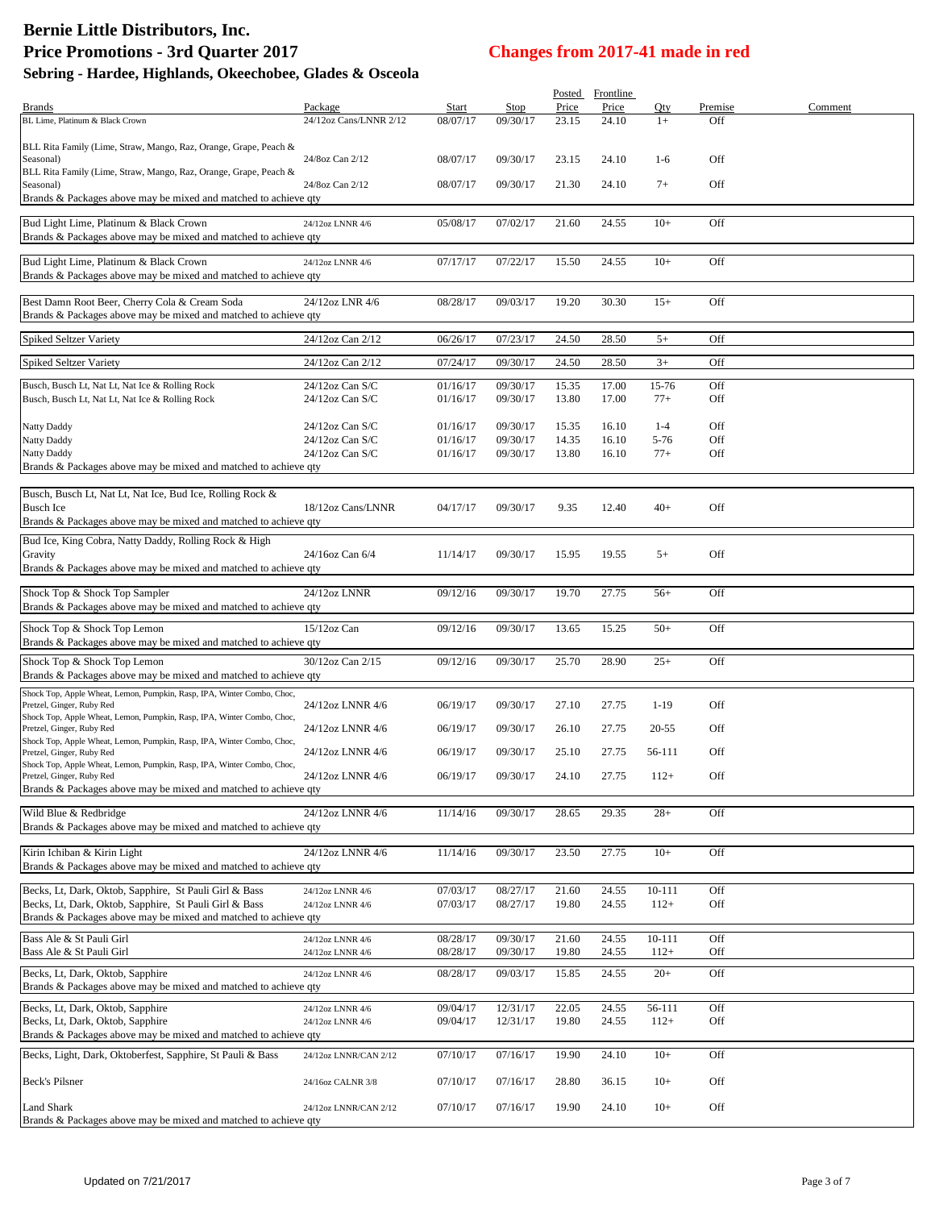# Bernie Little Distributors, Inc.

## Price Promotions - 3rd Quarter 2017

## Changes from 2017-41 made in red

### Sebring - Hardee, Highlands, Okeechobee, Glades & Osceola

| Brands | Package | Start | Stop | Posted Price | Frontline Price | Qty | Premise | Comment |
|---|---|---|---|---|---|---|---|---|
| BL Lime, Platinum & Black Crown | 24/12oz Cans/LNNR 2/12 | 08/07/17 | 09/30/17 | 23.15 | 24.10 | 1+ | Off | |
| BLL Rita Family (Lime, Straw, Mango, Raz, Orange, Grape, Peach & Seasonal) | 24/8oz Can 2/12 | 08/07/17 | 09/30/17 | 23.15 | 24.10 | 1-6 | Off | |
| BLL Rita Family (Lime, Straw, Mango, Raz, Orange, Grape, Peach & Seasonal) | 24/8oz Can 2/12 | 08/07/17 | 09/30/17 | 21.30 | 24.10 | 7+ | Off | |
| Brands & Packages above may be mixed and matched to achieve qty | | | | | | | | |
| Bud Light Lime, Platinum & Black Crown | 24/12oz LNNR 4/6 | 05/08/17 | 07/02/17 | 21.60 | 24.55 | 10+ | Off | |
| Brands & Packages above may be mixed and matched to achieve qty | | | | | | | | |
| Bud Light Lime, Platinum & Black Crown | 24/12oz LNNR 4/6 | 07/17/17 | 07/22/17 | 15.50 | 24.55 | 10+ | Off | |
| Brands & Packages above may be mixed and matched to achieve qty | | | | | | | | |
| Best Damn Root Beer, Cherry Cola & Cream Soda | 24/12oz LNR 4/6 | 08/28/17 | 09/03/17 | 19.20 | 30.30 | 15+ | Off | |
| Brands & Packages above may be mixed and matched to achieve qty | | | | | | | | |
| Spiked Seltzer Variety | 24/12oz Can 2/12 | 06/26/17 | 07/23/17 | 24.50 | 28.50 | 5+ | Off | |
| Spiked Seltzer Variety | 24/12oz Can 2/12 | 07/24/17 | 09/30/17 | 24.50 | 28.50 | 3+ | Off | |
| Busch, Busch Lt, Nat Lt, Nat Ice & Rolling Rock | 24/12oz Can S/C | 01/16/17 | 09/30/17 | 15.35 | 17.00 | 15-76 | Off | |
| Busch, Busch Lt, Nat Lt, Nat Ice & Rolling Rock | 24/12oz Can S/C | 01/16/17 | 09/30/17 | 13.80 | 17.00 | 77+ | Off | |
| Natty Daddy | 24/12oz Can S/C | 01/16/17 | 09/30/17 | 15.35 | 16.10 | 1-4 | Off | |
| Natty Daddy | 24/12oz Can S/C | 01/16/17 | 09/30/17 | 14.35 | 16.10 | 5-76 | Off | |
| Natty Daddy | 24/12oz Can S/C | 01/16/17 | 09/30/17 | 13.80 | 16.10 | 77+ | Off | |
| Brands & Packages above may be mixed and matched to achieve qty | | | | | | | | |
| Busch, Busch Lt, Nat Lt, Nat Ice, Bud Ice, Rolling Rock & Busch Ice | 18/12oz Cans/LNNR | 04/17/17 | 09/30/17 | 9.35 | 12.40 | 40+ | Off | |
| Brands & Packages above may be mixed and matched to achieve qty | | | | | | | | |
| Bud Ice, King Cobra, Natty Daddy, Rolling Rock & High Gravity | 24/16oz Can 6/4 | 11/14/17 | 09/30/17 | 15.95 | 19.55 | 5+ | Off | |
| Brands & Packages above may be mixed and matched to achieve qty | | | | | | | | |
| Shock Top & Shock Top Sampler | 24/12oz LNNR | 09/12/16 | 09/30/17 | 19.70 | 27.75 | 56+ | Off | |
| Brands & Packages above may be mixed and matched to achieve qty | | | | | | | | |
| Shock Top & Shock Top Lemon | 15/12oz Can | 09/12/16 | 09/30/17 | 13.65 | 15.25 | 50+ | Off | |
| Brands & Packages above may be mixed and matched to achieve qty | | | | | | | | |
| Shock Top & Shock Top Lemon | 30/12oz Can 2/15 | 09/12/16 | 09/30/17 | 25.70 | 28.90 | 25+ | Off | |
| Brands & Packages above may be mixed and matched to achieve qty | | | | | | | | |
| Shock Top, Apple Wheat, Lemon, Pumpkin, Rasp, IPA, Winter Combo, Choc, Pretzel, Ginger, Ruby Red | 24/12oz LNNR 4/6 | 06/19/17 | 09/30/17 | 27.10 | 27.75 | 1-19 | Off | |
| Shock Top, Apple Wheat, Lemon, Pumpkin, Rasp, IPA, Winter Combo, Choc, Pretzel, Ginger, Ruby Red | 24/12oz LNNR 4/6 | 06/19/17 | 09/30/17 | 26.10 | 27.75 | 20-55 | Off | |
| Shock Top, Apple Wheat, Lemon, Pumpkin, Rasp, IPA, Winter Combo, Choc, Pretzel, Ginger, Ruby Red | 24/12oz LNNR 4/6 | 06/19/17 | 09/30/17 | 25.10 | 27.75 | 56-111 | Off | |
| Shock Top, Apple Wheat, Lemon, Pumpkin, Rasp, IPA, Winter Combo, Choc, Pretzel, Ginger, Ruby Red | 24/12oz LNNR 4/6 | 06/19/17 | 09/30/17 | 24.10 | 27.75 | 112+ | Off | |
| Brands & Packages above may be mixed and matched to achieve qty | | | | | | | | |
| Wild Blue & Redbridge | 24/12oz LNNR 4/6 | 11/14/16 | 09/30/17 | 28.65 | 29.35 | 28+ | Off | |
| Brands & Packages above may be mixed and matched to achieve qty | | | | | | | | |
| Kirin Ichiban & Kirin Light | 24/12oz LNNR 4/6 | 11/14/16 | 09/30/17 | 23.50 | 27.75 | 10+ | Off | |
| Brands & Packages above may be mixed and matched to achieve qty | | | | | | | | |
| Becks, Lt, Dark, Oktob, Sapphire, St Pauli Girl & Bass | 24/12oz LNNR 4/6 | 07/03/17 | 08/27/17 | 21.60 | 24.55 | 10-111 | Off | |
| Becks, Lt, Dark, Oktob, Sapphire, St Pauli Girl & Bass | 24/12oz LNNR 4/6 | 07/03/17 | 08/27/17 | 19.80 | 24.55 | 112+ | Off | |
| Brands & Packages above may be mixed and matched to achieve qty | | | | | | | | |
| Bass Ale & St Pauli Girl | 24/12oz LNNR 4/6 | 08/28/17 | 09/30/17 | 21.60 | 24.55 | 10-111 | Off | |
| Bass Ale & St Pauli Girl | 24/12oz LNNR 4/6 | 08/28/17 | 09/30/17 | 19.80 | 24.55 | 112+ | Off | |
| Becks, Lt, Dark, Oktob, Sapphire | 24/12oz LNNR 4/6 | 08/28/17 | 09/03/17 | 15.85 | 24.55 | 20+ | Off | |
| Brands & Packages above may be mixed and matched to achieve qty | | | | | | | | |
| Becks, Lt, Dark, Oktob, Sapphire | 24/12oz LNNR 4/6 | 09/04/17 | 12/31/17 | 22.05 | 24.55 | 56-111 | Off | |
| Becks, Lt, Dark, Oktob, Sapphire | 24/12oz LNNR 4/6 | 09/04/17 | 12/31/17 | 19.80 | 24.55 | 112+ | Off | |
| Brands & Packages above may be mixed and matched to achieve qty | | | | | | | | |
| Becks, Light, Dark, Oktoberfest, Sapphire, St Pauli & Bass | 24/12oz LNNR/CAN 2/12 | 07/10/17 | 07/16/17 | 19.90 | 24.10 | 10+ | Off | |
| Beck's Pilsner | 24/16oz CALNR 3/8 | 07/10/17 | 07/16/17 | 28.80 | 36.15 | 10+ | Off | |
| Land Shark | 24/12oz LNNR/CAN 2/12 | 07/10/17 | 07/16/17 | 19.90 | 24.10 | 10+ | Off | |
| Brands & Packages above may be mixed and matched to achieve qty | | | | | | | | |

Updated on 7/21/2017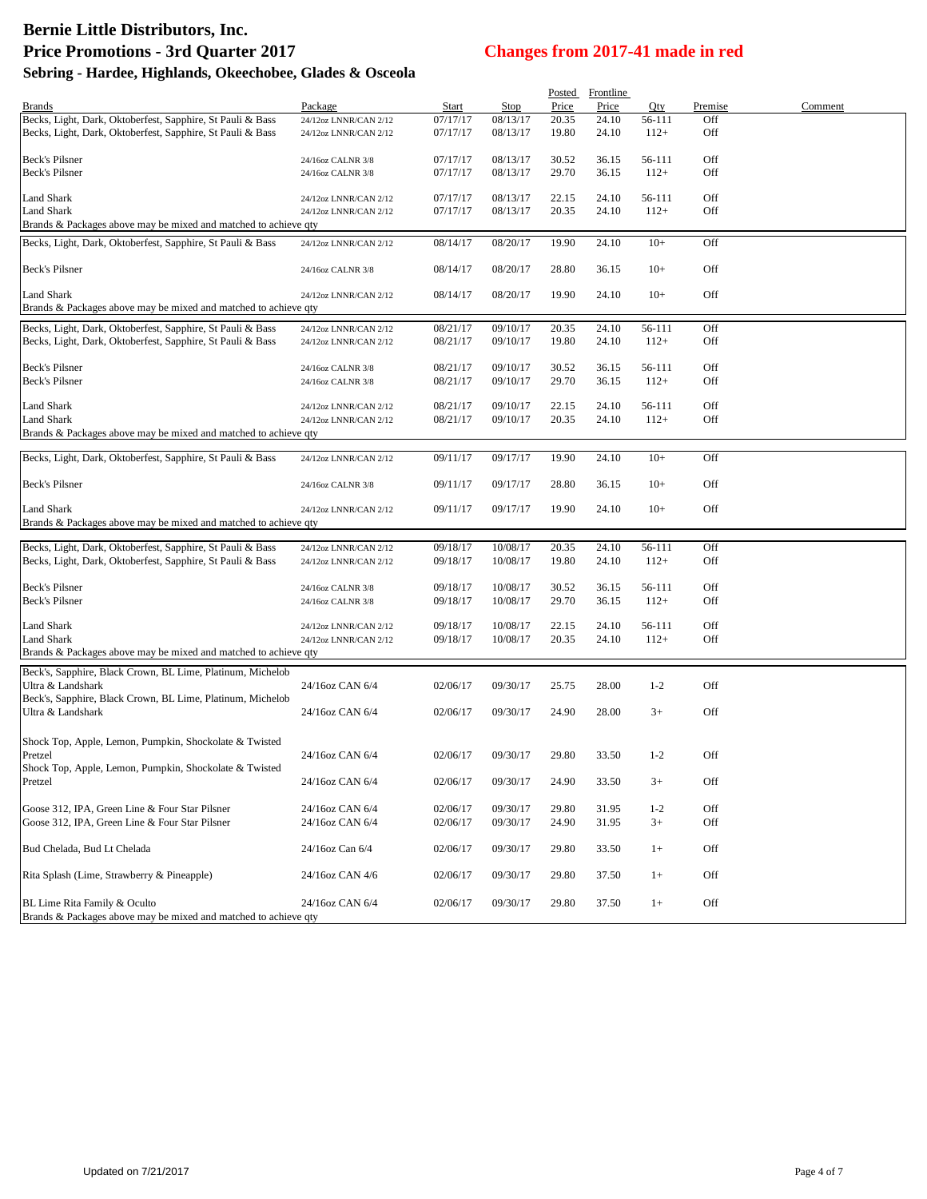# Bernie Little Distributors, Inc.

## Price Promotions - 3rd Quarter 2017

**Changes from 2017-41 made in red**

### Sebring - Hardee, Highlands, Okeechobee, Glades & Osceola

| Brands | Package | Start | Stop | Posted Price | Frontline Price | Qty | Premise | Comment |
|---|---|---|---|---|---|---|---|---|
| Becks, Light, Dark, Oktoberfest, Sapphire, St Pauli & Bass | 24/12oz LNNR/CAN 2/12 | 07/17/17 | 08/13/17 | 20.35 | 24.10 | 56-111 | Off | |
| Becks, Light, Dark, Oktoberfest, Sapphire, St Pauli & Bass | 24/12oz LNNR/CAN 2/12 | 07/17/17 | 08/13/17 | 19.80 | 24.10 | 112+ | Off | |
| Beck's Pilsner | 24/16oz CALNR 3/8 | 07/17/17 | 08/13/17 | 30.52 | 36.15 | 56-111 | Off | |
| Beck's Pilsner | 24/16oz CALNR 3/8 | 07/17/17 | 08/13/17 | 29.70 | 36.15 | 112+ | Off | |
| Land Shark | 24/12oz LNNR/CAN 2/12 | 07/17/17 | 08/13/17 | 22.15 | 24.10 | 56-111 | Off | |
| Land Shark | 24/12oz LNNR/CAN 2/12 | 07/17/17 | 08/13/17 | 20.35 | 24.10 | 112+ | Off | |
| Brands & Packages above may be mixed and matched to achieve qty | | | | | | | | |
| Becks, Light, Dark, Oktoberfest, Sapphire, St Pauli & Bass | 24/12oz LNNR/CAN 2/12 | 08/14/17 | 08/20/17 | 19.90 | 24.10 | 10+ | Off | |
| Beck's Pilsner | 24/16oz CALNR 3/8 | 08/14/17 | 08/20/17 | 28.80 | 36.15 | 10+ | Off | |
| Land Shark | 24/12oz LNNR/CAN 2/12 | 08/14/17 | 08/20/17 | 19.90 | 24.10 | 10+ | Off | |
| Brands & Packages above may be mixed and matched to achieve qty | | | | | | | | |
| Becks, Light, Dark, Oktoberfest, Sapphire, St Pauli & Bass | 24/12oz LNNR/CAN 2/12 | 08/21/17 | 09/10/17 | 20.35 | 24.10 | 56-111 | Off | |
| Becks, Light, Dark, Oktoberfest, Sapphire, St Pauli & Bass | 24/12oz LNNR/CAN 2/12 | 08/21/17 | 09/10/17 | 19.80 | 24.10 | 112+ | Off | |
| Beck's Pilsner | 24/16oz CALNR 3/8 | 08/21/17 | 09/10/17 | 30.52 | 36.15 | 56-111 | Off | |
| Beck's Pilsner | 24/16oz CALNR 3/8 | 08/21/17 | 09/10/17 | 29.70 | 36.15 | 112+ | Off | |
| Land Shark | 24/12oz LNNR/CAN 2/12 | 08/21/17 | 09/10/17 | 22.15 | 24.10 | 56-111 | Off | |
| Land Shark | 24/12oz LNNR/CAN 2/12 | 08/21/17 | 09/10/17 | 20.35 | 24.10 | 112+ | Off | |
| Brands & Packages above may be mixed and matched to achieve qty | | | | | | | | |
| Becks, Light, Dark, Oktoberfest, Sapphire, St Pauli & Bass | 24/12oz LNNR/CAN 2/12 | 09/11/17 | 09/17/17 | 19.90 | 24.10 | 10+ | Off | |
| Beck's Pilsner | 24/16oz CALNR 3/8 | 09/11/17 | 09/17/17 | 28.80 | 36.15 | 10+ | Off | |
| Land Shark | 24/12oz LNNR/CAN 2/12 | 09/11/17 | 09/17/17 | 19.90 | 24.10 | 10+ | Off | |
| Brands & Packages above may be mixed and matched to achieve qty | | | | | | | | |
| Becks, Light, Dark, Oktoberfest, Sapphire, St Pauli & Bass | 24/12oz LNNR/CAN 2/12 | 09/18/17 | 10/08/17 | 20.35 | 24.10 | 56-111 | Off | |
| Becks, Light, Dark, Oktoberfest, Sapphire, St Pauli & Bass | 24/12oz LNNR/CAN 2/12 | 09/18/17 | 10/08/17 | 19.80 | 24.10 | 112+ | Off | |
| Beck's Pilsner | 24/16oz CALNR 3/8 | 09/18/17 | 10/08/17 | 30.52 | 36.15 | 56-111 | Off | |
| Beck's Pilsner | 24/16oz CALNR 3/8 | 09/18/17 | 10/08/17 | 29.70 | 36.15 | 112+ | Off | |
| Land Shark | 24/12oz LNNR/CAN 2/12 | 09/18/17 | 10/08/17 | 22.15 | 24.10 | 56-111 | Off | |
| Land Shark | 24/12oz LNNR/CAN 2/12 | 09/18/17 | 10/08/17 | 20.35 | 24.10 | 112+ | Off | |
| Brands & Packages above may be mixed and matched to achieve qty | | | | | | | | |
| Beck's, Sapphire, Black Crown, BL Lime, Platinum, Michelob Ultra & Landshark | 24/16oz CAN 6/4 | 02/06/17 | 09/30/17 | 25.75 | 28.00 | 1-2 | Off | |
| Beck's, Sapphire, Black Crown, BL Lime, Platinum, Michelob Ultra & Landshark | 24/16oz CAN 6/4 | 02/06/17 | 09/30/17 | 24.90 | 28.00 | 3+ | Off | |
| Shock Top, Apple, Lemon, Pumpkin, Shockolate & Twisted Pretzel | 24/16oz CAN 6/4 | 02/06/17 | 09/30/17 | 29.80 | 33.50 | 1-2 | Off | |
| Shock Top, Apple, Lemon, Pumpkin, Shockolate & Twisted Pretzel | 24/16oz CAN 6/4 | 02/06/17 | 09/30/17 | 24.90 | 33.50 | 3+ | Off | |
| Goose 312, IPA, Green Line & Four Star Pilsner | 24/16oz CAN 6/4 | 02/06/17 | 09/30/17 | 29.80 | 31.95 | 1-2 | Off | |
| Goose 312, IPA, Green Line & Four Star Pilsner | 24/16oz CAN 6/4 | 02/06/17 | 09/30/17 | 24.90 | 31.95 | 3+ | Off | |
| Bud Chelada, Bud Lt Chelada | 24/16oz Can 6/4 | 02/06/17 | 09/30/17 | 29.80 | 33.50 | 1+ | Off | |
| Rita Splash (Lime, Strawberry & Pineapple) | 24/16oz CAN 4/6 | 02/06/17 | 09/30/17 | 29.80 | 37.50 | 1+ | Off | |
| BL Lime Rita Family & Oculto | 24/16oz CAN 6/4 | 02/06/17 | 09/30/17 | 29.80 | 37.50 | 1+ | Off | |
| Brands & Packages above may be mixed and matched to achieve qty | | | | | | | | |

Updated on 7/21/2017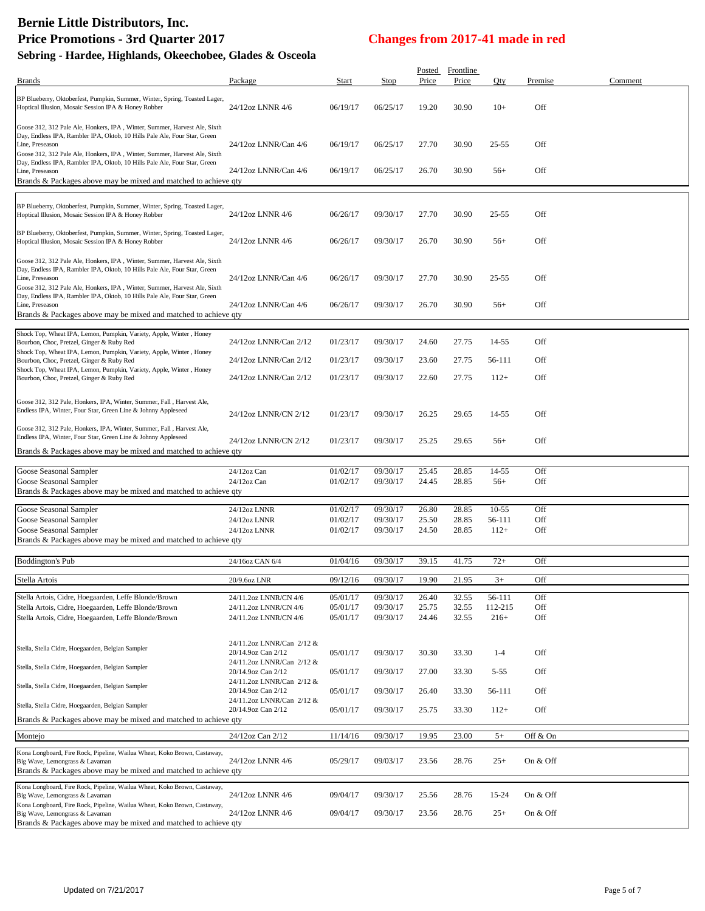# Bernie Little Distributors, Inc.

## Price Promotions - 3rd Quarter 2017

**Changes from 2017-41 made in red**

### Sebring - Hardee, Highlands, Okeechobee, Glades & Osceola

| Brands | Package | Start | Stop | Posted Price | Frontline Price | Qty | Premise | Comment |
|---|---|---|---|---|---|---|---|---|
| BP Blueberry, Oktoberfest, Pumpkin, Summer, Winter, Spring, Toasted Lager, Hoptical Illusion, Mosaic Session IPA & Honey Robber | 24/12oz LNNR 4/6 | 06/19/17 | 06/25/17 | 19.20 | 30.90 | 10+ | Off | |
| Goose 312, 312 Pale Ale, Honkers, IPA , Winter, Summer, Harvest Ale, Sixth Day, Endless IPA, Rambler IPA, Oktob, 10 Hills Pale Ale, Four Star, Green Line, Preseason | 24/12oz LNNR/Can 4/6 | 06/19/17 | 06/25/17 | 27.70 | 30.90 | 25-55 | Off | |
| Goose 312, 312 Pale Ale, Honkers, IPA , Winter, Summer, Harvest Ale, Sixth Day, Endless IPA, Rambler IPA, Oktob, 10 Hills Pale Ale, Four Star, Green Line, Preseason | 24/12oz LNNR/Can 4/6 | 06/19/17 | 06/25/17 | 26.70 | 30.90 | 56+ | Off | |
| Brands & Packages above may be mixed and matched to achieve qty | | | | | | | | |
| BP Blueberry, Oktoberfest, Pumpkin, Summer, Winter, Spring, Toasted Lager, Hoptical Illusion, Mosaic Session IPA & Honey Robber | 24/12oz LNNR 4/6 | 06/26/17 | 09/30/17 | 27.70 | 30.90 | 25-55 | Off | |
| BP Blueberry, Oktoberfest, Pumpkin, Summer, Winter, Spring, Toasted Lager, Hoptical Illusion, Mosaic Session IPA & Honey Robber | 24/12oz LNNR 4/6 | 06/26/17 | 09/30/17 | 26.70 | 30.90 | 56+ | Off | |
| Goose 312, 312 Pale Ale, Honkers, IPA , Winter, Summer, Harvest Ale, Sixth Day, Endless IPA, Rambler IPA, Oktob, 10 Hills Pale Ale, Four Star, Green Line, Preseason | 24/12oz LNNR/Can 4/6 | 06/26/17 | 09/30/17 | 27.70 | 30.90 | 25-55 | Off | |
| Goose 312, 312 Pale Ale, Honkers, IPA , Winter, Summer, Harvest Ale, Sixth Day, Endless IPA, Rambler IPA, Oktob, 10 Hills Pale Ale, Four Star, Green Line, Preseason | 24/12oz LNNR/Can 4/6 | 06/26/17 | 09/30/17 | 26.70 | 30.90 | 56+ | Off | |
| Brands & Packages above may be mixed and matched to achieve qty | | | | | | | | |
| Shock Top, Wheat IPA, Lemon, Pumpkin, Variety, Apple, Winter , Honey Bourbon, Choc, Pretzel, Ginger & Ruby Red | 24/12oz LNNR/Can 2/12 | 01/23/17 | 09/30/17 | 24.60 | 27.75 | 14-55 | Off | |
| Shock Top, Wheat IPA, Lemon, Pumpkin, Variety, Apple, Winter , Honey Bourbon, Choc, Pretzel, Ginger & Ruby Red | 24/12oz LNNR/Can 2/12 | 01/23/17 | 09/30/17 | 23.60 | 27.75 | 56-111 | Off | |
| Shock Top, Wheat IPA, Lemon, Pumpkin, Variety, Apple, Winter , Honey Bourbon, Choc, Pretzel, Ginger & Ruby Red | 24/12oz LNNR/Can 2/12 | 01/23/17 | 09/30/17 | 22.60 | 27.75 | 112+ | Off | |
| Goose 312, 312 Pale, Honkers, IPA, Winter, Summer, Fall , Harvest Ale, Endless IPA, Winter, Four Star, Green Line & Johnny Appleseed | 24/12oz LNNR/CN 2/12 | 01/23/17 | 09/30/17 | 26.25 | 29.65 | 14-55 | Off | |
| Goose 312, 312 Pale, Honkers, IPA, Winter, Summer, Fall , Harvest Ale, Endless IPA, Winter, Four Star, Green Line & Johnny Appleseed | 24/12oz LNNR/CN 2/12 | 01/23/17 | 09/30/17 | 25.25 | 29.65 | 56+ | Off | |
| Brands & Packages above may be mixed and matched to achieve qty | | | | | | | | |
| Goose Seasonal Sampler | 24/12oz Can | 01/02/17 | 09/30/17 | 25.45 | 28.85 | 14-55 | Off | |
| Goose Seasonal Sampler | 24/12oz Can | 01/02/17 | 09/30/17 | 24.45 | 28.85 | 56+ | Off | |
| Brands & Packages above may be mixed and matched to achieve qty | | | | | | | | |
| Goose Seasonal Sampler | 24/12oz LNNR | 01/02/17 | 09/30/17 | 26.80 | 28.85 | 10-55 | Off | |
| Goose Seasonal Sampler | 24/12oz LNNR | 01/02/17 | 09/30/17 | 25.50 | 28.85 | 56-111 | Off | |
| Goose Seasonal Sampler | 24/12oz LNNR | 01/02/17 | 09/30/17 | 24.50 | 28.85 | 112+ | Off | |
| Brands & Packages above may be mixed and matched to achieve qty | | | | | | | | |
| Boddington's Pub | 24/16oz CAN 6/4 | 01/04/16 | 09/30/17 | 39.15 | 41.75 | 72+ | Off | |
| Stella Artois | 20/9.6oz LNR | 09/12/16 | 09/30/17 | 19.90 | 21.95 | 3+ | Off | |
| Stella Artois, Cidre, Hoegaarden, Leffe Blonde/Brown | 24/11.2oz LNNR/CN 4/6 | 05/01/17 | 09/30/17 | 26.40 | 32.55 | 56-111 | Off | |
| Stella Artois, Cidre, Hoegaarden, Leffe Blonde/Brown | 24/11.2oz LNNR/CN 4/6 | 05/01/17 | 09/30/17 | 25.75 | 32.55 | 112-215 | Off | |
| Stella Artois, Cidre, Hoegaarden, Leffe Blonde/Brown | 24/11.2oz LNNR/CN 4/6 | 05/01/17 | 09/30/17 | 24.46 | 32.55 | 216+ | Off | |
| Stella, Stella Cidre, Hoegaarden, Belgian Sampler | 24/11.2oz LNNR/Can 2/12 & 20/14.9oz Can 2/12 | 05/01/17 | 09/30/17 | 30.30 | 33.30 | 1-4 | Off | |
| Stella, Stella Cidre, Hoegaarden, Belgian Sampler | 24/11.2oz LNNR/Can 2/12 & 20/14.9oz Can 2/12 | 05/01/17 | 09/30/17 | 27.00 | 33.30 | 5-55 | Off | |
| Stella, Stella Cidre, Hoegaarden, Belgian Sampler | 24/11.2oz LNNR/Can 2/12 & 20/14.9oz Can 2/12 | 05/01/17 | 09/30/17 | 26.40 | 33.30 | 56-111 | Off | |
| Stella, Stella Cidre, Hoegaarden, Belgian Sampler | 24/11.2oz LNNR/Can 2/12 & 20/14.9oz Can 2/12 | 05/01/17 | 09/30/17 | 25.75 | 33.30 | 112+ | Off | |
| Brands & Packages above may be mixed and matched to achieve qty | | | | | | | | |
| Montejo | 24/12oz Can 2/12 | 11/14/16 | 09/30/17 | 19.95 | 23.00 | 5+ | Off & On | |
| Kona Longboard, Fire Rock, Pipeline, Wailua Wheat, Koko Brown, Castaway, Big Wave, Lemongrass & Lavaman | 24/12oz LNNR 4/6 | 05/29/17 | 09/03/17 | 23.56 | 28.76 | 25+ | On & Off | |
| Brands & Packages above may be mixed and matched to achieve qty | | | | | | | | |
| Kona Longboard, Fire Rock, Pipeline, Wailua Wheat, Koko Brown, Castaway, Big Wave, Lemongrass & Lavaman | 24/12oz LNNR 4/6 | 09/04/17 | 09/30/17 | 25.56 | 28.76 | 15-24 | On & Off | |
| Kona Longboard, Fire Rock, Pipeline, Wailua Wheat, Koko Brown, Castaway, Big Wave, Lemongrass & Lavaman | 24/12oz LNNR 4/6 | 09/04/17 | 09/30/17 | 23.56 | 28.76 | 25+ | On & Off | |
| Brands & Packages above may be mixed and matched to achieve qty | | | | | | | | |

Updated on 7/21/2017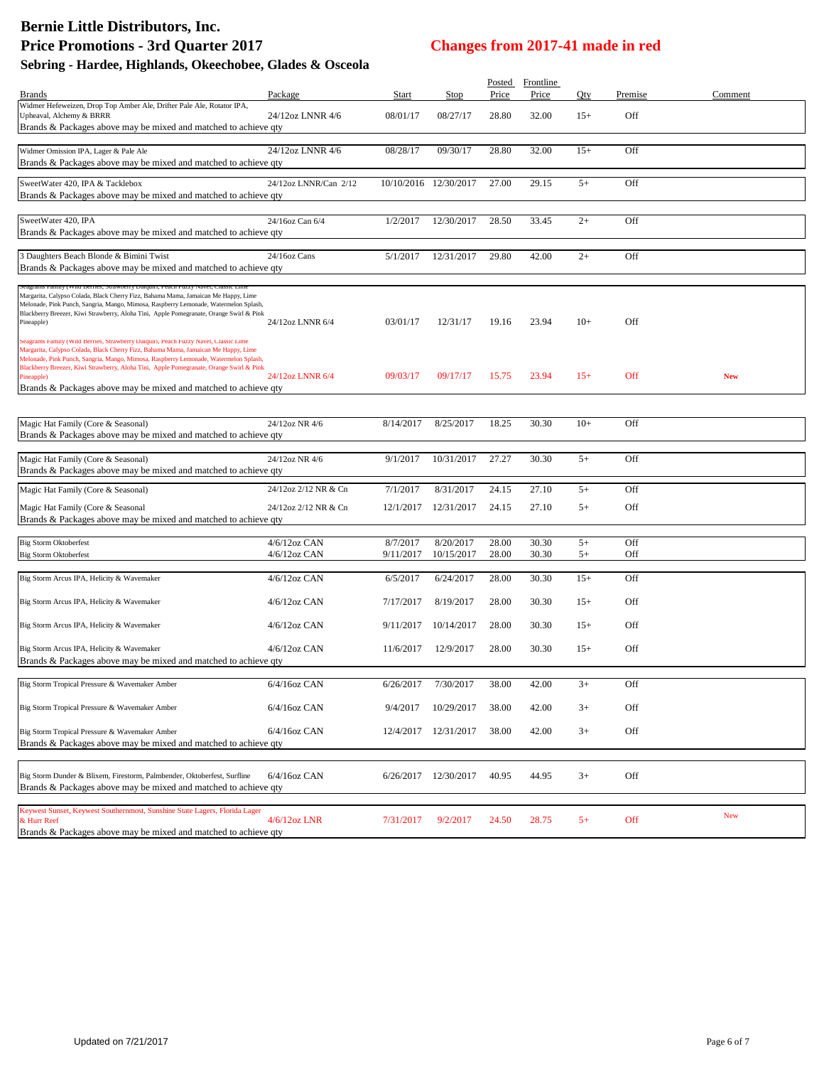# Bernie Little Distributors, Inc.

## Price Promotions - 3rd Quarter 2017

**Changes from 2017-41 made in red**

### Sebring - Hardee, Highlands, Okeechobee, Glades & Osceola

| Brands | Package | Start | Stop | Posted Price | Frontline Price | Qty | Premise | Comment |
|---|---|---|---|---|---|---|---|---|
| Widmer Hefeweizen, Drop Top Amber Ale, Drifter Pale Ale, Rotator IPA, Upheaval, Alchemy & BRRR | 24/12oz LNNR 4/6 | 08/01/17 | 08/27/17 | 28.80 | 32.00 | 15+ | Off | |
| Brands & Packages above may be mixed and matched to achieve qty | | | | | | | | |
| Widmer Omission IPA, Lager & Pale Ale | 24/12oz LNNR 4/6 | 08/28/17 | 09/30/17 | 28.80 | 32.00 | 15+ | Off | |
| Brands & Packages above may be mixed and matched to achieve qty | | | | | | | | |
| SweetWater 420, IPA & Tacklebox | 24/12oz LNNR/Can 2/12 | 10/10/2016 | 12/30/2017 | 27.00 | 29.15 | 5+ | Off | |
| Brands & Packages above may be mixed and matched to achieve qty | | | | | | | | |
| SweetWater 420, IPA | 24/16oz Can 6/4 | 1/2/2017 | 12/30/2017 | 28.50 | 33.45 | 2+ | Off | |
| Brands & Packages above may be mixed and matched to achieve qty | | | | | | | | |
| 3 Daughters Beach Blonde & Bimini Twist | 24/16oz Cans | 5/1/2017 | 12/31/2017 | 29.80 | 42.00 | 2+ | Off | |
| Brands & Packages above may be mixed and matched to achieve qty | | | | | | | | |
| Seagrams Family (Wild Berries, Strawberry Daiquiri, Peach Fuzzy Navel, Classic Lime Margarita, Calypso Colada, Black Cherry Fizz, Bahama Mama, Jamaican Me Happy, Lime Melonade, Pink Punch, Sangria, Mango, Mimosa, Raspberry Lemonade, Watermelon Splash, Blackberry Breezer, Kiwi Strawberry, Aloha Tini, Apple Pomegranate, Orange Swirl & Pink Pineapple) | 24/12oz LNNR 6/4 | 03/01/17 | 12/31/17 | 19.16 | 23.94 | 10+ | Off | |
| Seagrams Family (Wild Berries, Strawberry Daiquiri, Peach Fuzzy Navel, Classic Lime Margarita, Calypso Colada, Black Cherry Fizz, Bahama Mama, Jamaican Me Happy, Lime Melonade, Pink Punch, Sangria, Mango, Mimosa, Raspberry Lemonade, Watermelon Splash, Blackberry Breezer, Kiwi Strawberry, Aloha Tini, Apple Pomegranate, Orange Swirl & Pink Pineapple) | 24/12oz LNNR 6/4 | 09/03/17 | 09/17/17 | 15.75 | 23.94 | 15+ | Off | **New** |
| Brands & Packages above may be mixed and matched to achieve qty | | | | | | | | |
| Magic Hat Family (Core & Seasonal) | 24/12oz NR 4/6 | 8/14/2017 | 8/25/2017 | 18.25 | 30.30 | 10+ | Off | |
| Brands & Packages above may be mixed and matched to achieve qty | | | | | | | | |
| Magic Hat Family (Core & Seasonal) | 24/12oz NR 4/6 | 9/1/2017 | 10/31/2017 | 27.27 | 30.30 | 5+ | Off | |
| Brands & Packages above may be mixed and matched to achieve qty | | | | | | | | |
| Magic Hat Family (Core & Seasonal) | 24/12oz 2/12 NR & Cn | 7/1/2017 | 8/31/2017 | 24.15 | 27.10 | 5+ | Off | |
| Magic Hat Family (Core & Seasonal | 24/12oz 2/12 NR & Cn | 12/1/2017 | 12/31/2017 | 24.15 | 27.10 | 5+ | Off | |
| Brands & Packages above may be mixed and matched to achieve qty | | | | | | | | |
| Big Storm Oktoberfest | 4/6/12oz CAN | 8/7/2017 | 8/20/2017 | 28.00 | 30.30 | 5+ | Off | |
| Big Storm Oktoberfest | 4/6/12oz CAN | 9/11/2017 | 10/15/2017 | 28.00 | 30.30 | 5+ | Off | |
| Big Storm Arcus IPA, Helicity & Wavemaker | 4/6/12oz CAN | 6/5/2017 | 6/24/2017 | 28.00 | 30.30 | 15+ | Off | |
| Big Storm Arcus IPA, Helicity & Wavemaker | 4/6/12oz CAN | 7/17/2017 | 8/19/2017 | 28.00 | 30.30 | 15+ | Off | |
| Big Storm Arcus IPA, Helicity & Wavemaker | 4/6/12oz CAN | 9/11/2017 | 10/14/2017 | 28.00 | 30.30 | 15+ | Off | |
| Big Storm Arcus IPA, Helicity & Wavemaker | 4/6/12oz CAN | 11/6/2017 | 12/9/2017 | 28.00 | 30.30 | 15+ | Off | |
| Brands & Packages above may be mixed and matched to achieve qty | | | | | | | | |
| Big Storm Tropical Pressure & Wavemaker Amber | 6/4/16oz CAN | 6/26/2017 | 7/30/2017 | 38.00 | 42.00 | 3+ | Off | |
| Big Storm Tropical Pressure & Wavemaker Amber | 6/4/16oz CAN | 9/4/2017 | 10/29/2017 | 38.00 | 42.00 | 3+ | Off | |
| Big Storm Tropical Pressure & Wavemaker Amber | 6/4/16oz CAN | 12/4/2017 | 12/31/2017 | 38.00 | 42.00 | 3+ | Off | |
| Brands & Packages above may be mixed and matched to achieve qty | | | | | | | | |
| Big Storm Dunder & Blixem, Firestorm, Palmbender, Oktoberfest, Surfline | 6/4/16oz CAN | 6/26/2017 | 12/30/2017 | 40.95 | 44.95 | 3+ | Off | |
| Brands & Packages above may be mixed and matched to achieve qty | | | | | | | | |
| Keywest Sunset, Keywest Southernmost, Sunshine State Lagers, Florida Lager & Hurr Reef | 4/6/12oz LNR | 7/31/2017 | 9/2/2017 | 24.50 | 28.75 | 5+ | Off | New |
| Brands & Packages above may be mixed and matched to achieve qty | | | | | | | | |

Updated on 7/21/2017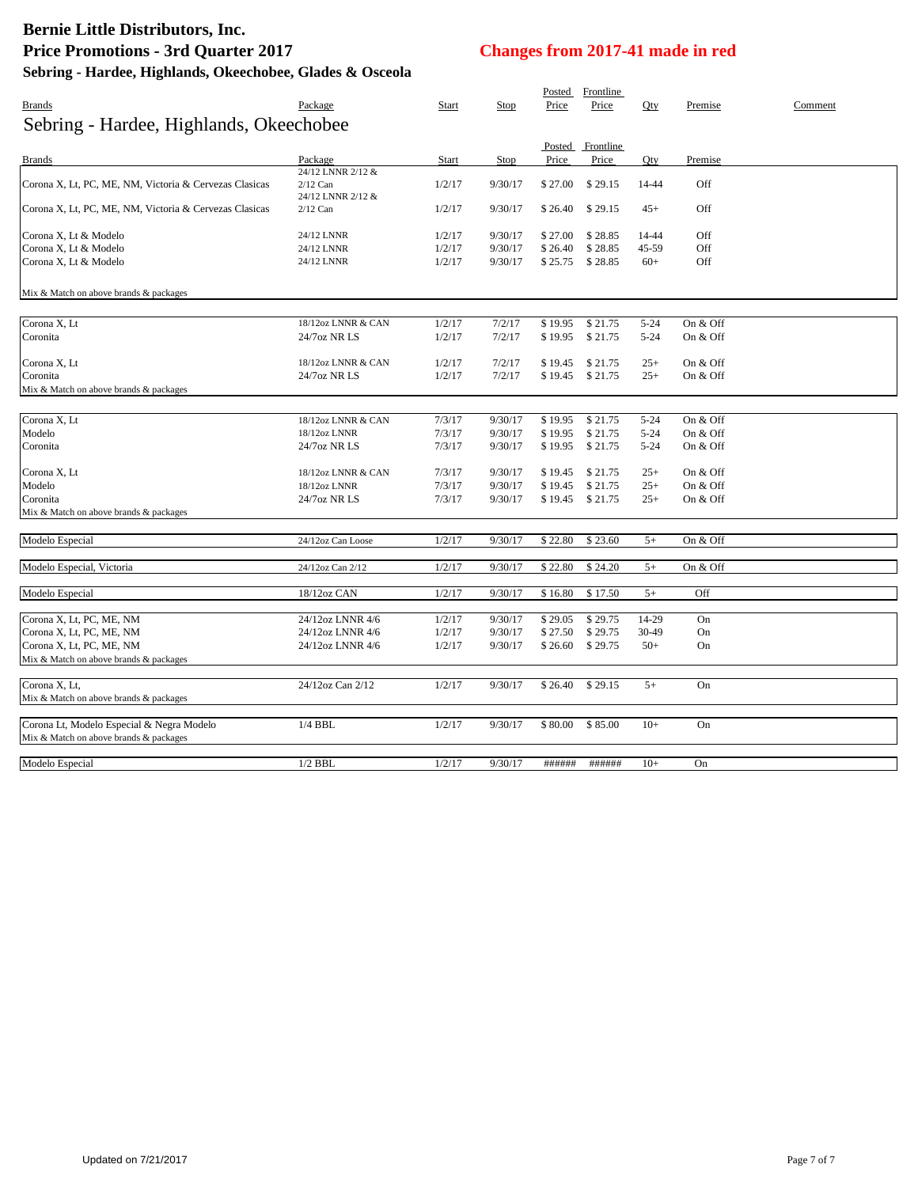# Bernie Little Distributors, Inc.

## Price Promotions - 3rd Quarter 2017

**Changes from 2017-41 made in red**

### Sebring - Hardee, Highlands, Okeechobee, Glades & Osceola

| Brands | Package | Start | Stop | Posted Price | Frontline Price | Qty | Premise | Comment |
|---|---|---|---|---|---|---|---|---|

## Sebring - Hardee, Highlands, Okeechobee

| Brands | Package | Start | Stop | Posted Price | Frontline Price | Qty | Premise |
|---|---|---|---|---|---|---|---|
| Corona X, Lt, PC, ME, NM, Victoria & Cervezas Clasicas | 24/12 LNNR 2/12 & 2/12 Can | 1/2/17 | 9/30/17 | $ 27.00 | $ 29.15 | 14-44 | Off |
| Corona X, Lt, PC, ME, NM, Victoria & Cervezas Clasicas | 24/12 LNNR 2/12 & 2/12 Can | 1/2/17 | 9/30/17 | $ 26.40 | $ 29.15 | 45+ | Off |
| Corona X, Lt & Modelo | 24/12 LNNR | 1/2/17 | 9/30/17 | $ 27.00 | $ 28.85 | 14-44 | Off |
| Corona X, Lt & Modelo | 24/12 LNNR | 1/2/17 | 9/30/17 | $ 26.40 | $ 28.85 | 45-59 | Off |
| Corona X, Lt & Modelo | 24/12 LNNR | 1/2/17 | 9/30/17 | $ 25.75 | $ 28.85 | 60+ | Off |
| Mix & Match on above brands & packages | | | | | | | |
| Corona X, Lt | 18/12oz LNNR & CAN | 1/2/17 | 7/2/17 | $ 19.95 | $ 21.75 | 5-24 | On & Off |
| Coronita | 24/7oz NR LS | 1/2/17 | 7/2/17 | $ 19.95 | $ 21.75 | 5-24 | On & Off |
| Corona X, Lt | 18/12oz LNNR & CAN | 1/2/17 | 7/2/17 | $ 19.45 | $ 21.75 | 25+ | On & Off |
| Coronita | 24/7oz NR LS | 1/2/17 | 7/2/17 | $ 19.45 | $ 21.75 | 25+ | On & Off |
| Mix & Match on above brands & packages | | | | | | | |
| Corona X, Lt | 18/12oz LNNR & CAN | 7/3/17 | 9/30/17 | $ 19.95 | $ 21.75 | 5-24 | On & Off |
| Modelo | 18/12oz LNNR | 7/3/17 | 9/30/17 | $ 19.95 | $ 21.75 | 5-24 | On & Off |
| Coronita | 24/7oz NR LS | 7/3/17 | 9/30/17 | $ 19.95 | $ 21.75 | 5-24 | On & Off |
| Corona X, Lt | 18/12oz LNNR & CAN | 7/3/17 | 9/30/17 | $ 19.45 | $ 21.75 | 25+ | On & Off |
| Modelo | 18/12oz LNNR | 7/3/17 | 9/30/17 | $ 19.45 | $ 21.75 | 25+ | On & Off |
| Coronita | 24/7oz NR LS | 7/3/17 | 9/30/17 | $ 19.45 | $ 21.75 | 25+ | On & Off |
| Mix & Match on above brands & packages | | | | | | | |
| Modelo Especial | 24/12oz Can Loose | 1/2/17 | 9/30/17 | $ 22.80 | $ 23.60 | 5+ | On & Off |
| Modelo Especial, Victoria | 24/12oz Can 2/12 | 1/2/17 | 9/30/17 | $ 22.80 | $ 24.20 | 5+ | On & Off |
| Modelo Especial | 18/12oz CAN | 1/2/17 | 9/30/17 | $ 16.80 | $ 17.50 | 5+ | Off |
| Corona X, Lt, PC, ME, NM | 24/12oz LNNR 4/6 | 1/2/17 | 9/30/17 | $ 29.05 | $ 29.75 | 14-29 | On |
| Corona X, Lt, PC, ME, NM | 24/12oz LNNR 4/6 | 1/2/17 | 9/30/17 | $ 27.50 | $ 29.75 | 30-49 | On |
| Corona X, Lt, PC, ME, NM | 24/12oz LNNR 4/6 | 1/2/17 | 9/30/17 | $ 26.60 | $ 29.75 | 50+ | On |
| Mix & Match on above brands & packages | | | | | | | |
| Corona X, Lt, | 24/12oz Can 2/12 | 1/2/17 | 9/30/17 | $ 26.40 | $ 29.15 | 5+ | On |
| Mix & Match on above brands & packages | | | | | | | |
| Corona Lt, Modelo Especial & Negra Modelo | 1/4 BBL | 1/2/17 | 9/30/17 | $ 80.00 | $ 85.00 | 10+ | On |
| Mix & Match on above brands & packages | | | | | | | |
| Modelo Especial | 1/2 BBL | 1/2/17 | 9/30/17 | ###### | ###### | 10+ | On |

Updated on 7/21/2017